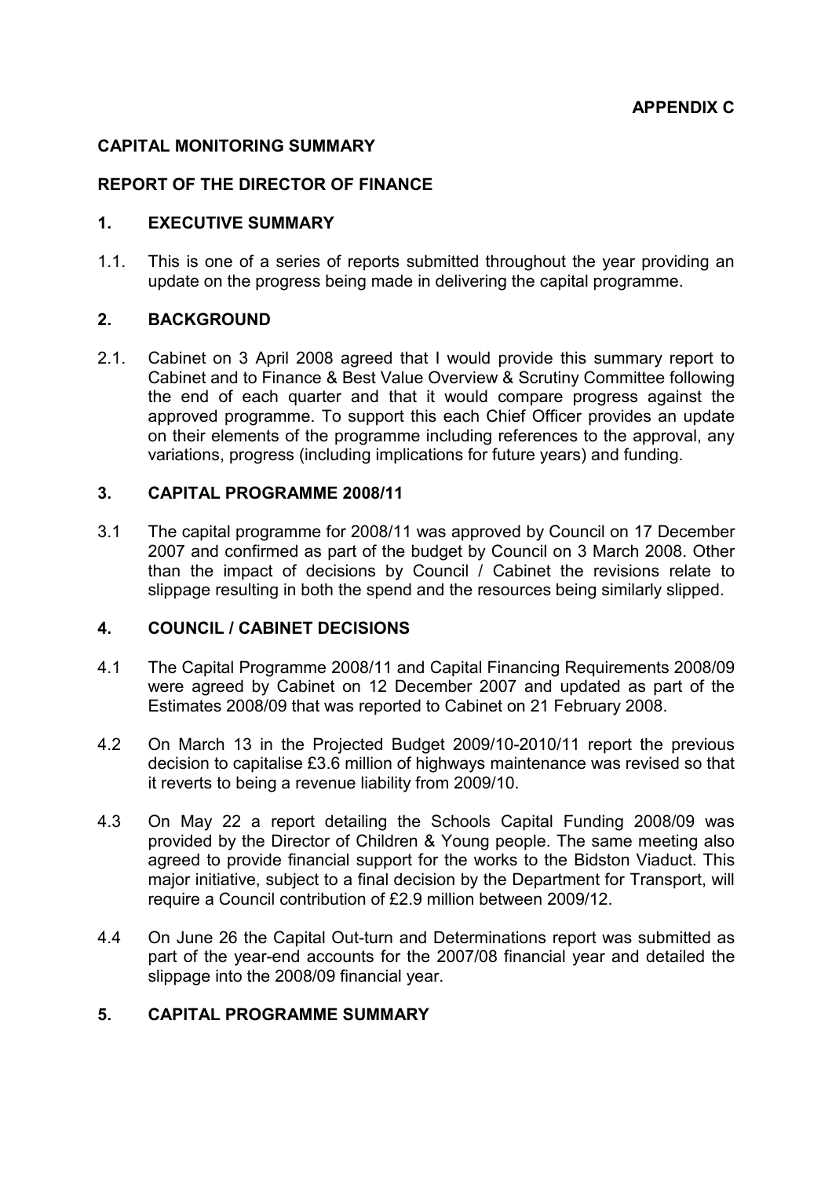**APPENDIX C**

**CAPITAL MONITORING SUMMARY**

**REPORT OF THE DIRECTOR OF FINANCE**

## 1. EXECUTIVE SUMMARY

1.1. This is one of a series of reports submitted throughout the year providing an update on the progress being made in delivering the capital programme.

## 2. BACKGROUND

2.1. Cabinet on 3 April 2008 agreed that I would provide this summary report to Cabinet and to Finance & Best Value Overview & Scrutiny Committee following the end of each quarter and that it would compare progress against the approved programme. To support this each Chief Officer provides an update on their elements of the programme including references to the approval, any variations, progress (including implications for future years) and funding.

## 3. CAPITAL PROGRAMME 2008/11

3.1 The capital programme for 2008/11 was approved by Council on 17 December 2007 and confirmed as part of the budget by Council on 3 March 2008. Other than the impact of decisions by Council / Cabinet the revisions relate to slippage resulting in both the spend and the resources being similarly slipped.

## 4. COUNCIL / CABINET DECISIONS

4.1 The Capital Programme 2008/11 and Capital Financing Requirements 2008/09 were agreed by Cabinet on 12 December 2007 and updated as part of the Estimates 2008/09 that was reported to Cabinet on 21 February 2008.

4.2 On March 13 in the Projected Budget 2009/10-2010/11 report the previous decision to capitalise £3.6 million of highways maintenance was revised so that it reverts to being a revenue liability from 2009/10.

4.3 On May 22 a report detailing the Schools Capital Funding 2008/09 was provided by the Director of Children & Young people. The same meeting also agreed to provide financial support for the works to the Bidston Viaduct. This major initiative, subject to a final decision by the Department for Transport, will require a Council contribution of £2.9 million between 2009/12.

4.4 On June 26 the Capital Out-turn and Determinations report was submitted as part of the year-end accounts for the 2007/08 financial year and detailed the slippage into the 2008/09 financial year.

## 5. CAPITAL PROGRAMME SUMMARY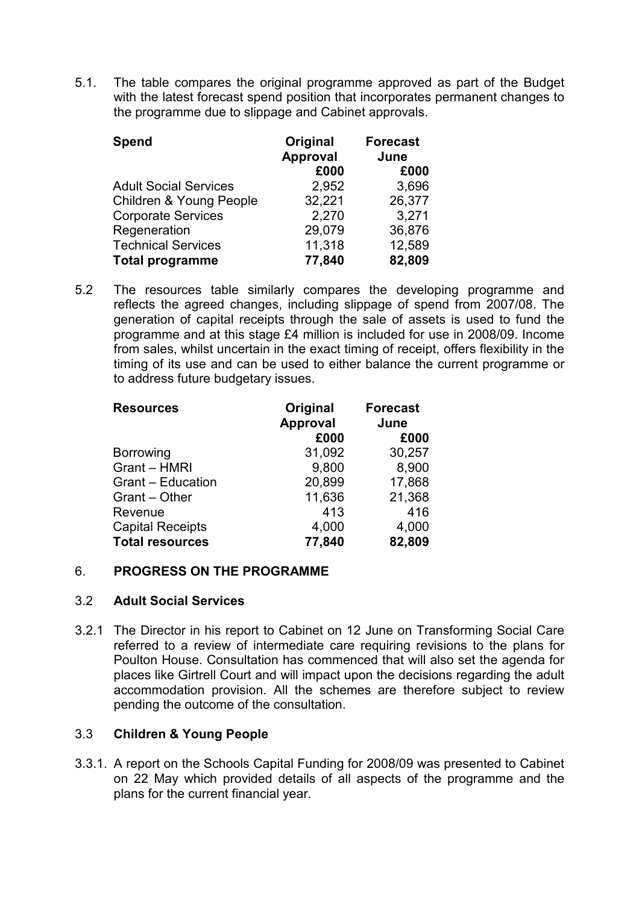5.1. The table compares the original programme approved as part of the Budget with the latest forecast spend position that incorporates permanent changes to the programme due to slippage and Cabinet approvals.

| **Spend** | **Original Approval £000** | **Forecast June £000** |
|---|---|---|
| Adult Social Services | 2,952 | 3,696 |
| Children & Young People | 32,221 | 26,377 |
| Corporate Services | 2,270 | 3,271 |
| Regeneration | 29,079 | 36,876 |
| Technical Services | 11,318 | 12,589 |
| **Total programme** | **77,840** | **82,809** |

5.2 The resources table similarly compares the developing programme and reflects the agreed changes, including slippage of spend from 2007/08. The generation of capital receipts through the sale of assets is used to fund the programme and at this stage £4 million is included for use in 2008/09. Income from sales, whilst uncertain in the exact timing of receipt, offers flexibility in the timing of its use and can be used to either balance the current programme or to address future budgetary issues.

| **Resources** | **Original Approval £000** | **Forecast June £000** |
|---|---|---|
| Borrowing | 31,092 | 30,257 |
| Grant – HMRI | 9,800 | 8,900 |
| Grant – Education | 20,899 | 17,868 |
| Grant – Other | 11,636 | 21,368 |
| Revenue | 413 | 416 |
| Capital Receipts | 4,000 | 4,000 |
| **Total resources** | **77,840** | **82,809** |

## 6. PROGRESS ON THE PROGRAMME

### 3.2 Adult Social Services

3.2.1 The Director in his report to Cabinet on 12 June on Transforming Social Care referred to a review of intermediate care requiring revisions to the plans for Poulton House. Consultation has commenced that will also set the agenda for places like Girtrell Court and will impact upon the decisions regarding the adult accommodation provision. All the schemes are therefore subject to review pending the outcome of the consultation.

### 3.3 Children & Young People

3.3.1. A report on the Schools Capital Funding for 2008/09 was presented to Cabinet on 22 May which provided details of all aspects of the programme and the plans for the current financial year.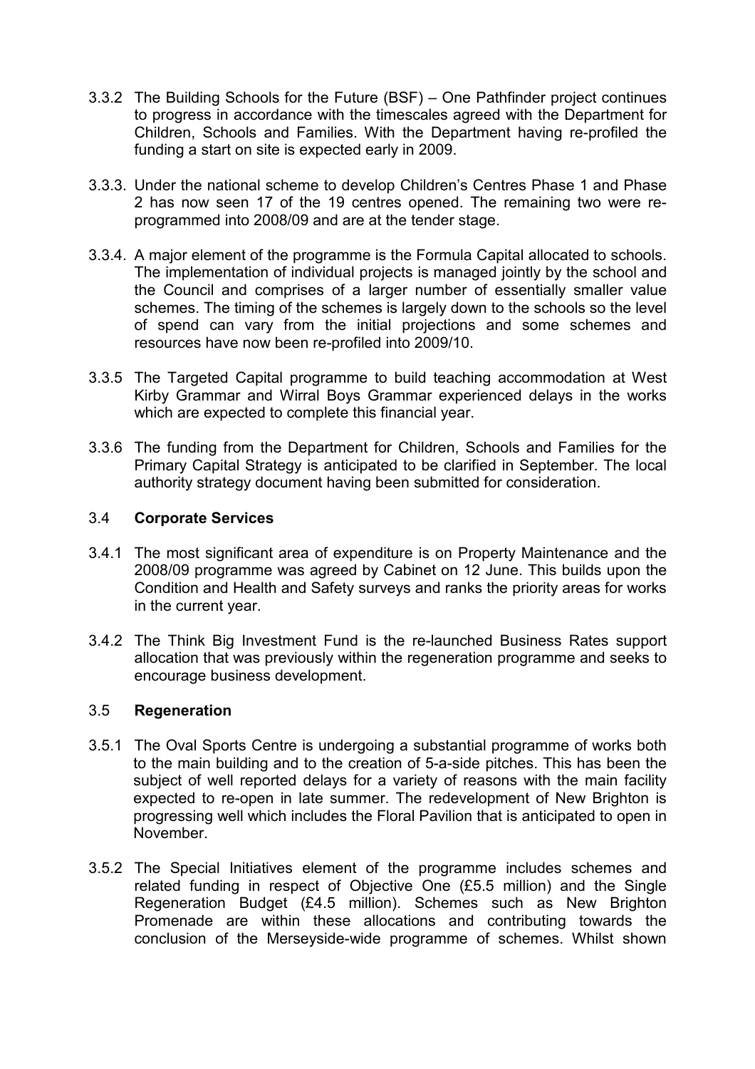3.3.2 The Building Schools for the Future (BSF) – One Pathfinder project continues to progress in accordance with the timescales agreed with the Department for Children, Schools and Families. With the Department having re-profiled the funding a start on site is expected early in 2009.

3.3.3. Under the national scheme to develop Children's Centres Phase 1 and Phase 2 has now seen 17 of the 19 centres opened. The remaining two were re-programmed into 2008/09 and are at the tender stage.

3.3.4. A major element of the programme is the Formula Capital allocated to schools. The implementation of individual projects is managed jointly by the school and the Council and comprises of a larger number of essentially smaller value schemes. The timing of the schemes is largely down to the schools so the level of spend can vary from the initial projections and some schemes and resources have now been re-profiled into 2009/10.

3.3.5 The Targeted Capital programme to build teaching accommodation at West Kirby Grammar and Wirral Boys Grammar experienced delays in the works which are expected to complete this financial year.

3.3.6 The funding from the Department for Children, Schools and Families for the Primary Capital Strategy is anticipated to be clarified in September. The local authority strategy document having been submitted for consideration.

### 3.4 Corporate Services

3.4.1 The most significant area of expenditure is on Property Maintenance and the 2008/09 programme was agreed by Cabinet on 12 June. This builds upon the Condition and Health and Safety surveys and ranks the priority areas for works in the current year.

3.4.2 The Think Big Investment Fund is the re-launched Business Rates support allocation that was previously within the regeneration programme and seeks to encourage business development.

### 3.5 Regeneration

3.5.1 The Oval Sports Centre is undergoing a substantial programme of works both to the main building and to the creation of 5-a-side pitches. This has been the subject of well reported delays for a variety of reasons with the main facility expected to re-open in late summer. The redevelopment of New Brighton is progressing well which includes the Floral Pavilion that is anticipated to open in November.

3.5.2 The Special Initiatives element of the programme includes schemes and related funding in respect of Objective One (£5.5 million) and the Single Regeneration Budget (£4.5 million). Schemes such as New Brighton Promenade are within these allocations and contributing towards the conclusion of the Merseyside-wide programme of schemes. Whilst shown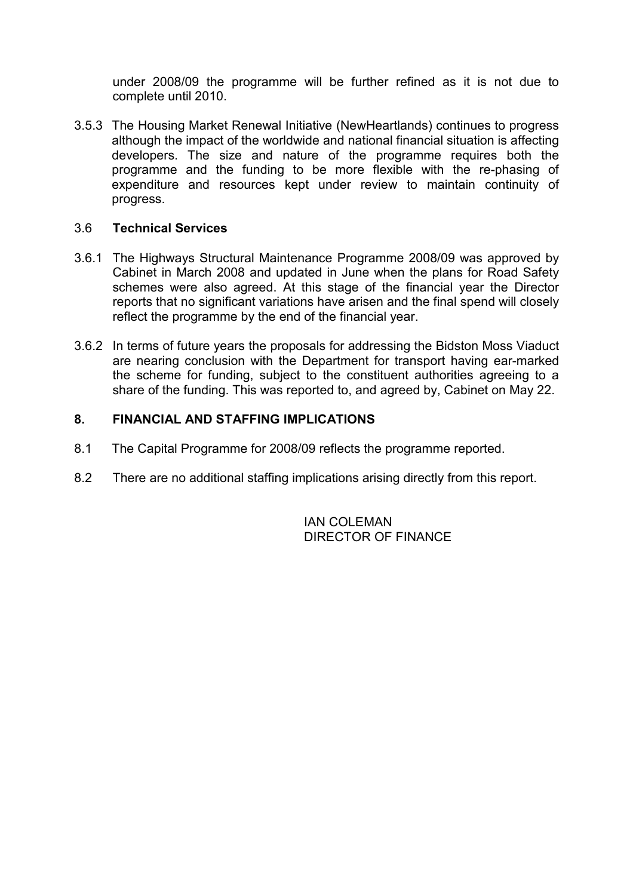under 2008/09 the programme will be further refined as it is not due to complete until 2010.

3.5.3 The Housing Market Renewal Initiative (NewHeartlands) continues to progress although the impact of the worldwide and national financial situation is affecting developers. The size and nature of the programme requires both the programme and the funding to be more flexible with the re-phasing of expenditure and resources kept under review to maintain continuity of progress.

### 3.6 Technical Services

3.6.1 The Highways Structural Maintenance Programme 2008/09 was approved by Cabinet in March 2008 and updated in June when the plans for Road Safety schemes were also agreed. At this stage of the financial year the Director reports that no significant variations have arisen and the final spend will closely reflect the programme by the end of the financial year.

3.6.2 In terms of future years the proposals for addressing the Bidston Moss Viaduct are nearing conclusion with the Department for transport having ear-marked the scheme for funding, subject to the constituent authorities agreeing to a share of the funding. This was reported to, and agreed by, Cabinet on May 22.

## 8. FINANCIAL AND STAFFING IMPLICATIONS

8.1 The Capital Programme for 2008/09 reflects the programme reported.

8.2 There are no additional staffing implications arising directly from this report.

IAN COLEMAN
DIRECTOR OF FINANCE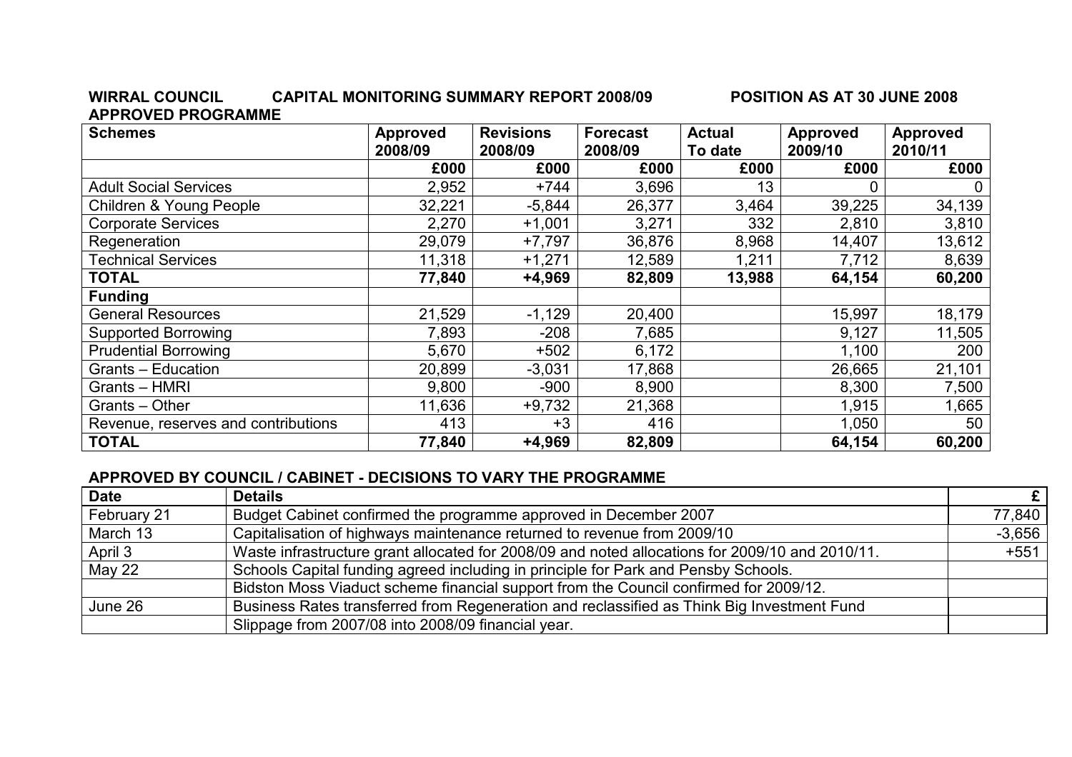**WIRRAL COUNCIL CAPITAL MONITORING SUMMARY REPORT 2008/09 POSITION AS AT 30 JUNE 2008**

**APPROVED PROGRAMME**

| **Schemes** | **Approved 2008/09** | **Revisions 2008/09** | **Forecast 2008/09** | **Actual To date** | **Approved 2009/10** | **Approved 2010/11** |
|---|---|---|---|---|---|---|
| | **£000** | **£000** | **£000** | **£000** | **£000** | **£000** |
| Adult Social Services | 2,952 | +744 | 3,696 | 13 | 0 | 0 |
| Children & Young People | 32,221 | -5,844 | 26,377 | 3,464 | 39,225 | 34,139 |
| Corporate Services | 2,270 | +1,001 | 3,271 | 332 | 2,810 | 3,810 |
| Regeneration | 29,079 | +7,797 | 36,876 | 8,968 | 14,407 | 13,612 |
| Technical Services | 11,318 | +1,271 | 12,589 | 1,211 | 7,712 | 8,639 |
| **TOTAL** | **77,840** | **+4,969** | **82,809** | **13,988** | **64,154** | **60,200** |
| **Funding** | | | | | | |
| General Resources | 21,529 | -1,129 | 20,400 | | 15,997 | 18,179 |
| Supported Borrowing | 7,893 | -208 | 7,685 | | 9,127 | 11,505 |
| Prudential Borrowing | 5,670 | +502 | 6,172 | | 1,100 | 200 |
| Grants – Education | 20,899 | -3,031 | 17,868 | | 26,665 | 21,101 |
| Grants – HMRI | 9,800 | -900 | 8,900 | | 8,300 | 7,500 |
| Grants – Other | 11,636 | +9,732 | 21,368 | | 1,915 | 1,665 |
| Revenue, reserves and contributions | 413 | +3 | 416 | | 1,050 | 50 |
| **TOTAL** | **77,840** | **+4,969** | **82,809** | | **64,154** | **60,200** |

**APPROVED BY COUNCIL / CABINET - DECISIONS TO VARY THE PROGRAMME**

| **Date** | **Details** | **£** |
|---|---|---|
| February 21 | Budget Cabinet confirmed the programme approved in December 2007 | 77,840 |
| March 13 | Capitalisation of highways maintenance returned to revenue from 2009/10 | -3,656 |
| April 3 | Waste infrastructure grant allocated for 2008/09 and noted allocations for 2009/10 and 2010/11. | +551 |
| May 22 | Schools Capital funding agreed including in principle for Park and Pensby Schools. | |
| | Bidston Moss Viaduct scheme financial support from the Council confirmed for 2009/12. | |
| June 26 | Business Rates transferred from Regeneration and reclassified as Think Big Investment Fund | |
| | Slippage from 2007/08 into 2008/09 financial year. | |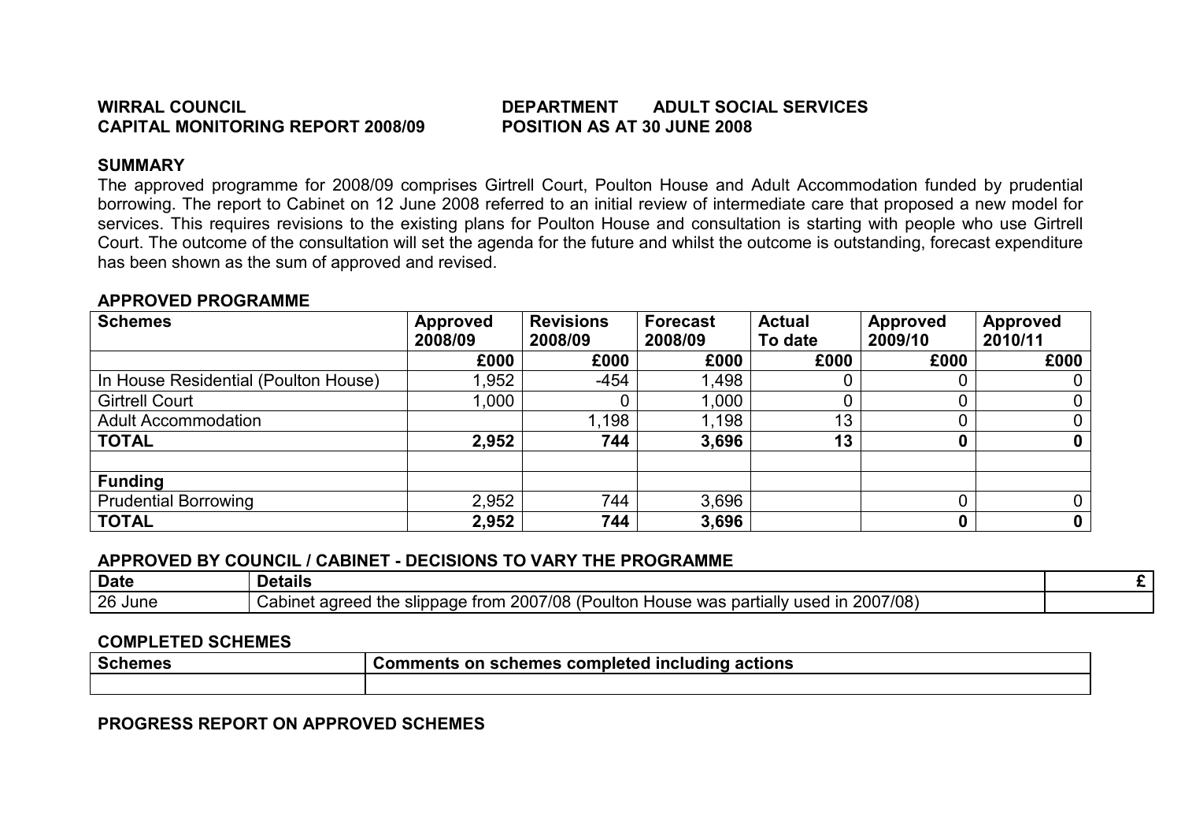**WIRRAL COUNCIL** **DEPARTMENT ADULT SOCIAL SERVICES**
**CAPITAL MONITORING REPORT 2008/09** **POSITION AS AT 30 JUNE 2008**

## SUMMARY

The approved programme for 2008/09 comprises Girtrell Court, Poulton House and Adult Accommodation funded by prudential borrowing. The report to Cabinet on 12 June 2008 referred to an initial review of intermediate care that proposed a new model for services. This requires revisions to the existing plans for Poulton House and consultation is starting with people who use Girtrell Court. The outcome of the consultation will set the agenda for the future and whilst the outcome is outstanding, forecast expenditure has been shown as the sum of approved and revised.

## APPROVED PROGRAMME

| Schemes | Approved 2008/09 | Revisions 2008/09 | Forecast 2008/09 | Actual To date | Approved 2009/10 | Approved 2010/11 |
|---|---|---|---|---|---|---|
| | £000 | £000 | £000 | £000 | £000 | £000 |
| In House Residential (Poulton House) | 1,952 | -454 | 1,498 | 0 | 0 | 0 |
| Girtrell Court | 1,000 | 0 | 1,000 | 0 | 0 | 0 |
| Adult Accommodation | | 1,198 | 1,198 | 13 | 0 | 0 |
| **TOTAL** | **2,952** | **744** | **3,696** | **13** | **0** | **0** |
| | | | | | | |
| **Funding** | | | | | | |
| Prudential Borrowing | 2,952 | 744 | 3,696 | | 0 | 0 |
| **TOTAL** | **2,952** | **744** | **3,696** | | **0** | **0** |

## APPROVED BY COUNCIL / CABINET - DECISIONS TO VARY THE PROGRAMME

| Date | Details | £ |
|---|---|---|
| 26 June | Cabinet agreed the slippage from 2007/08 (Poulton House was partially used in 2007/08) | |

## COMPLETED SCHEMES

| Schemes | Comments on schemes completed including actions |
|---|---|
| | |

## PROGRESS REPORT ON APPROVED SCHEMES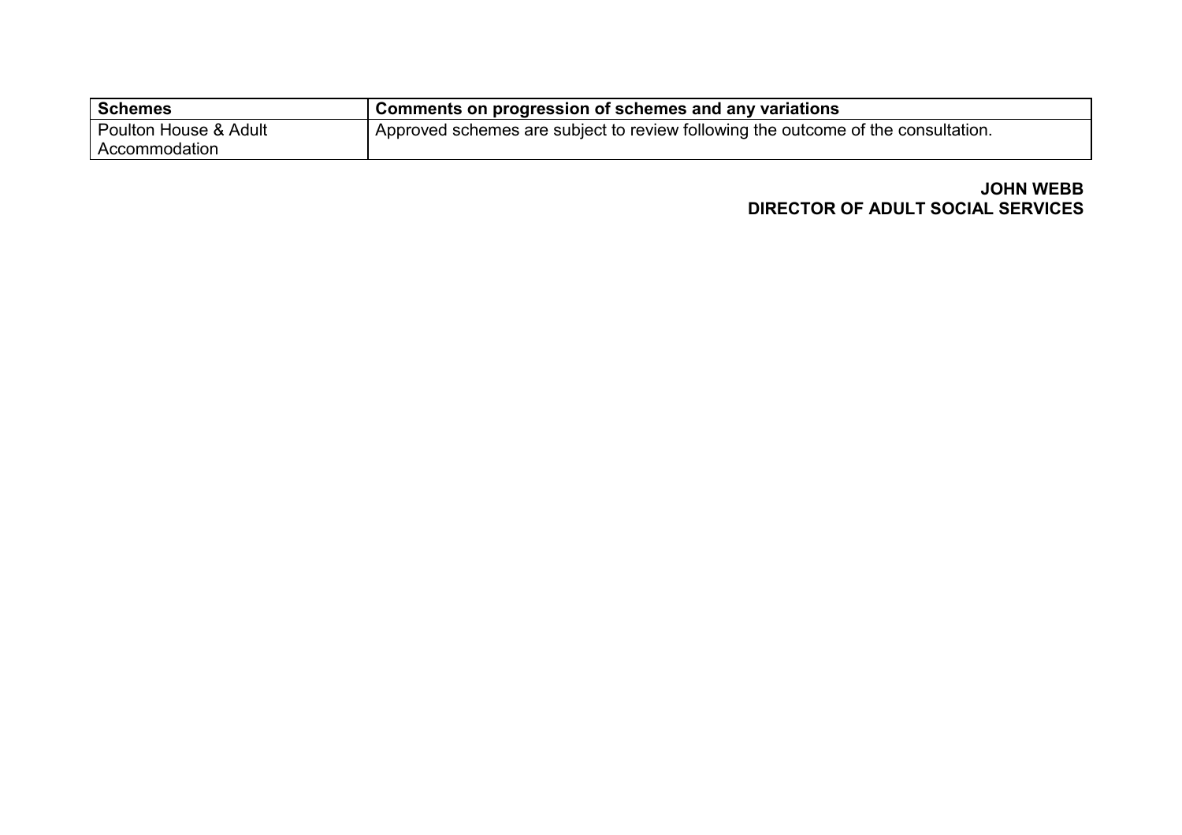| Schemes | Comments on progression of schemes and any variations |
|---|---|
| Poulton House & Adult Accommodation | Approved schemes are subject to review following the outcome of the consultation. |

**JOHN WEBB**
**DIRECTOR OF ADULT SOCIAL SERVICES**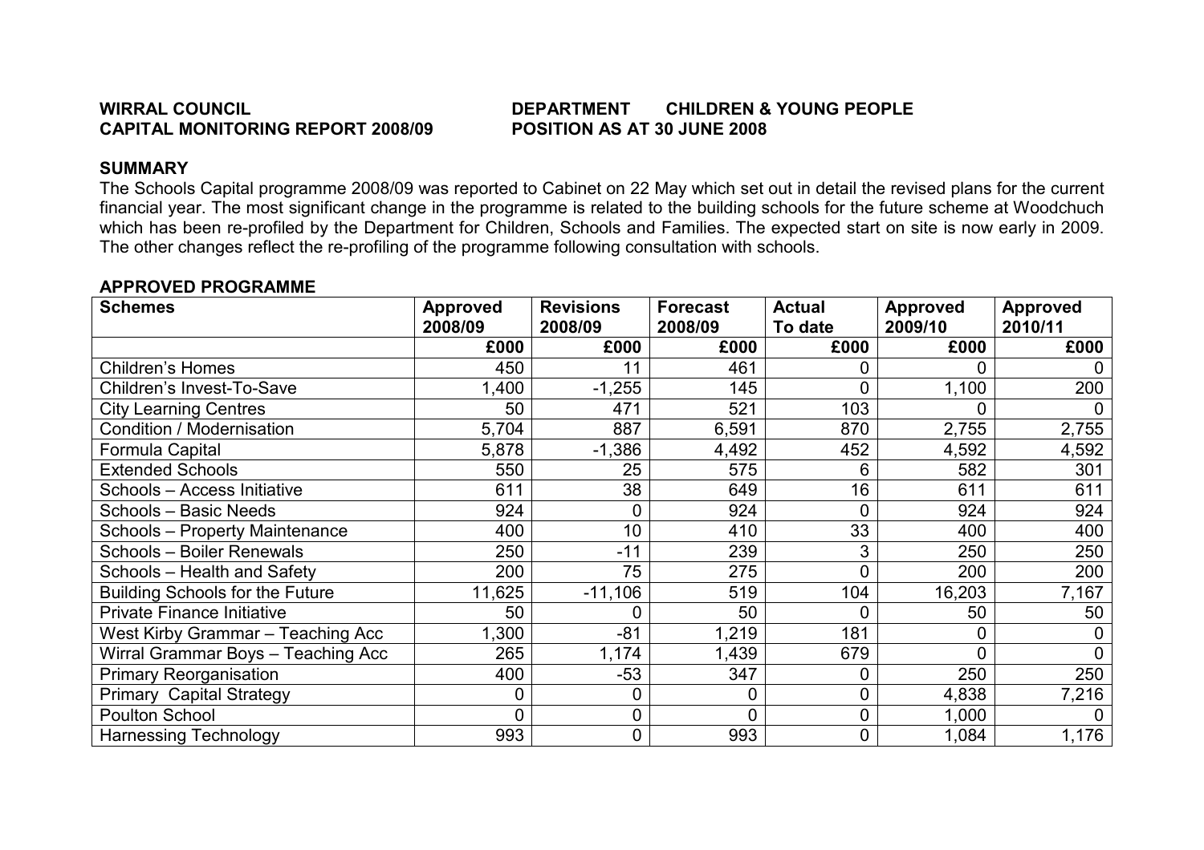**WIRRAL COUNCIL** **DEPARTMENT CHILDREN & YOUNG PEOPLE**
**CAPITAL MONITORING REPORT 2008/09** **POSITION AS AT 30 JUNE 2008**

## SUMMARY

The Schools Capital programme 2008/09 was reported to Cabinet on 22 May which set out in detail the revised plans for the current financial year. The most significant change in the programme is related to the building schools for the future scheme at Woodchuch which has been re-profiled by the Department for Children, Schools and Families. The expected start on site is now early in 2009. The other changes reflect the re-profiling of the programme following consultation with schools.

## APPROVED PROGRAMME

| Schemes | Approved 2008/09 | Revisions 2008/09 | Forecast 2008/09 | Actual To date | Approved 2009/10 | Approved 2010/11 |
|---|---|---|---|---|---|---|
| | £000 | £000 | £000 | £000 | £000 | £000 |
| Children's Homes | 450 | 11 | 461 | 0 | 0 | 0 |
| Children's Invest-To-Save | 1,400 | -1,255 | 145 | 0 | 1,100 | 200 |
| City Learning Centres | 50 | 471 | 521 | 103 | 0 | 0 |
| Condition / Modernisation | 5,704 | 887 | 6,591 | 870 | 2,755 | 2,755 |
| Formula Capital | 5,878 | -1,386 | 4,492 | 452 | 4,592 | 4,592 |
| Extended Schools | 550 | 25 | 575 | 6 | 582 | 301 |
| Schools – Access Initiative | 611 | 38 | 649 | 16 | 611 | 611 |
| Schools – Basic Needs | 924 | 0 | 924 | 0 | 924 | 924 |
| Schools – Property Maintenance | 400 | 10 | 410 | 33 | 400 | 400 |
| Schools – Boiler Renewals | 250 | -11 | 239 | 3 | 250 | 250 |
| Schools – Health and Safety | 200 | 75 | 275 | 0 | 200 | 200 |
| Building Schools for the Future | 11,625 | -11,106 | 519 | 104 | 16,203 | 7,167 |
| Private Finance Initiative | 50 | 0 | 50 | 0 | 50 | 50 |
| West Kirby Grammar – Teaching Acc | 1,300 | -81 | 1,219 | 181 | 0 | 0 |
| Wirral Grammar Boys – Teaching Acc | 265 | 1,174 | 1,439 | 679 | 0 | 0 |
| Primary Reorganisation | 400 | -53 | 347 | 0 | 250 | 250 |
| Primary Capital Strategy | 0 | 0 | 0 | 0 | 4,838 | 7,216 |
| Poulton School | 0 | 0 | 0 | 0 | 1,000 | 0 |
| Harnessing Technology | 993 | 0 | 993 | 0 | 1,084 | 1,176 |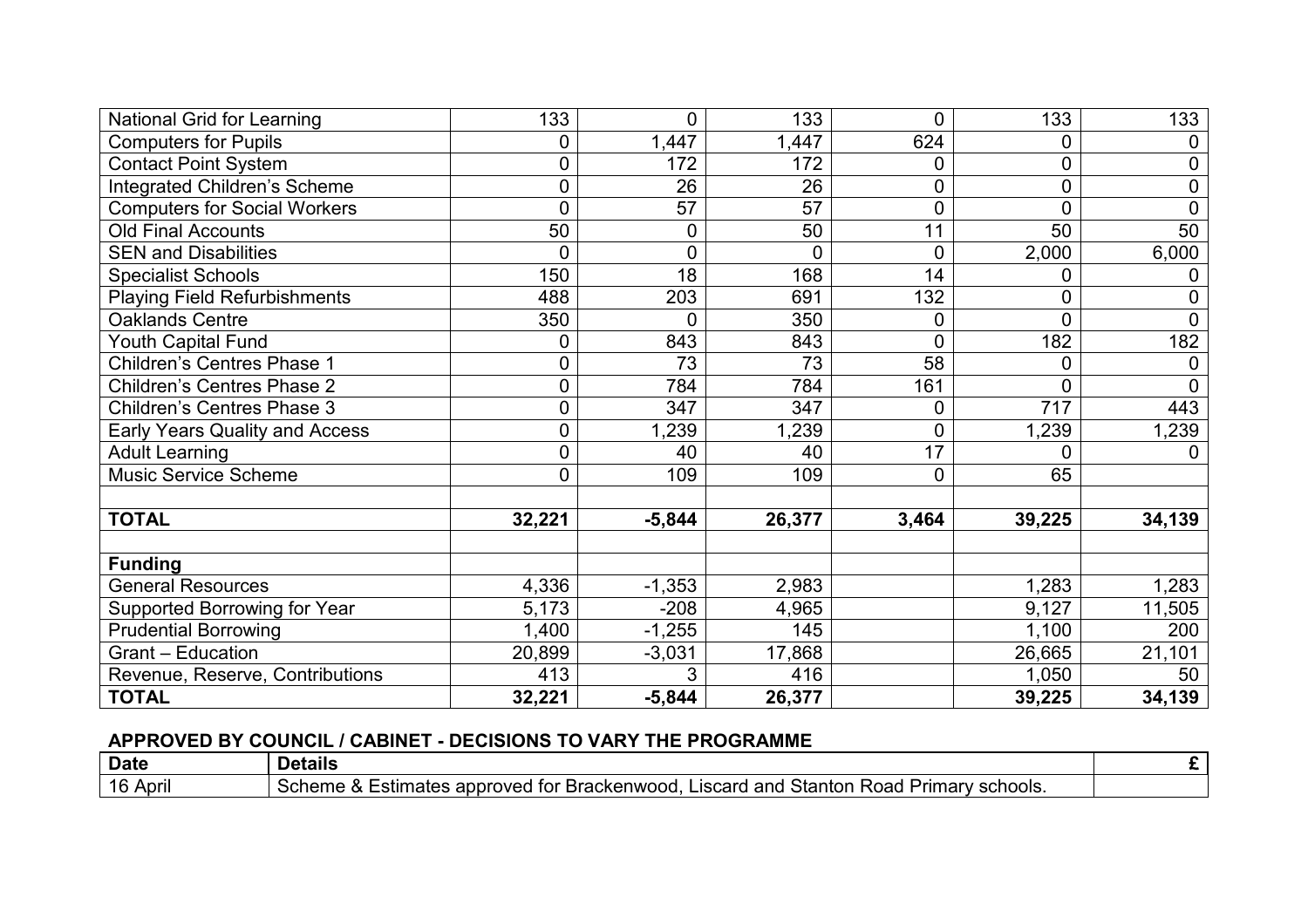| | | | | | | |
|---|---|---|---|---|---|---|
| National Grid for Learning | 133 | 0 | 133 | 0 | 133 | 133 |
| Computers for Pupils | 0 | 1,447 | 1,447 | 624 | 0 | 0 |
| Contact Point System | 0 | 172 | 172 | 0 | 0 | 0 |
| Integrated Children's Scheme | 0 | 26 | 26 | 0 | 0 | 0 |
| Computers for Social Workers | 0 | 57 | 57 | 0 | 0 | 0 |
| Old Final Accounts | 50 | 0 | 50 | 11 | 50 | 50 |
| SEN and Disabilities | 0 | 0 | 0 | 0 | 2,000 | 6,000 |
| Specialist Schools | 150 | 18 | 168 | 14 | 0 | 0 |
| Playing Field Refurbishments | 488 | 203 | 691 | 132 | 0 | 0 |
| Oaklands Centre | 350 | 0 | 350 | 0 | 0 | 0 |
| Youth Capital Fund | 0 | 843 | 843 | 0 | 182 | 182 |
| Children's Centres Phase 1 | 0 | 73 | 73 | 58 | 0 | 0 |
| Children's Centres Phase 2 | 0 | 784 | 784 | 161 | 0 | 0 |
| Children's Centres Phase 3 | 0 | 347 | 347 | 0 | 717 | 443 |
| Early Years Quality and Access | 0 | 1,239 | 1,239 | 0 | 1,239 | 1,239 |
| Adult Learning | 0 | 40 | 40 | 17 | 0 | 0 |
| Music Service Scheme | 0 | 109 | 109 | 0 | 65 | |
| | | | | | | |
| **TOTAL** | **32,221** | **-5,844** | **26,377** | **3,464** | **39,225** | **34,139** |
| | | | | | | |
| **Funding** | | | | | | |
| General Resources | 4,336 | -1,353 | 2,983 | | 1,283 | 1,283 |
| Supported Borrowing for Year | 5,173 | -208 | 4,965 | | 9,127 | 11,505 |
| Prudential Borrowing | 1,400 | -1,255 | 145 | | 1,100 | 200 |
| Grant – Education | 20,899 | -3,031 | 17,868 | | 26,665 | 21,101 |
| Revenue, Reserve, Contributions | 413 | 3 | 416 | | 1,050 | 50 |
| **TOTAL** | **32,221** | **-5,844** | **26,377** | | **39,225** | **34,139** |

**APPROVED BY COUNCIL / CABINET - DECISIONS TO VARY THE PROGRAMME**

| **Date** | **Details** | **£** |
|---|---|---|
| 16 April | Scheme & Estimates approved for Brackenwood, Liscard and Stanton Road Primary schools. | |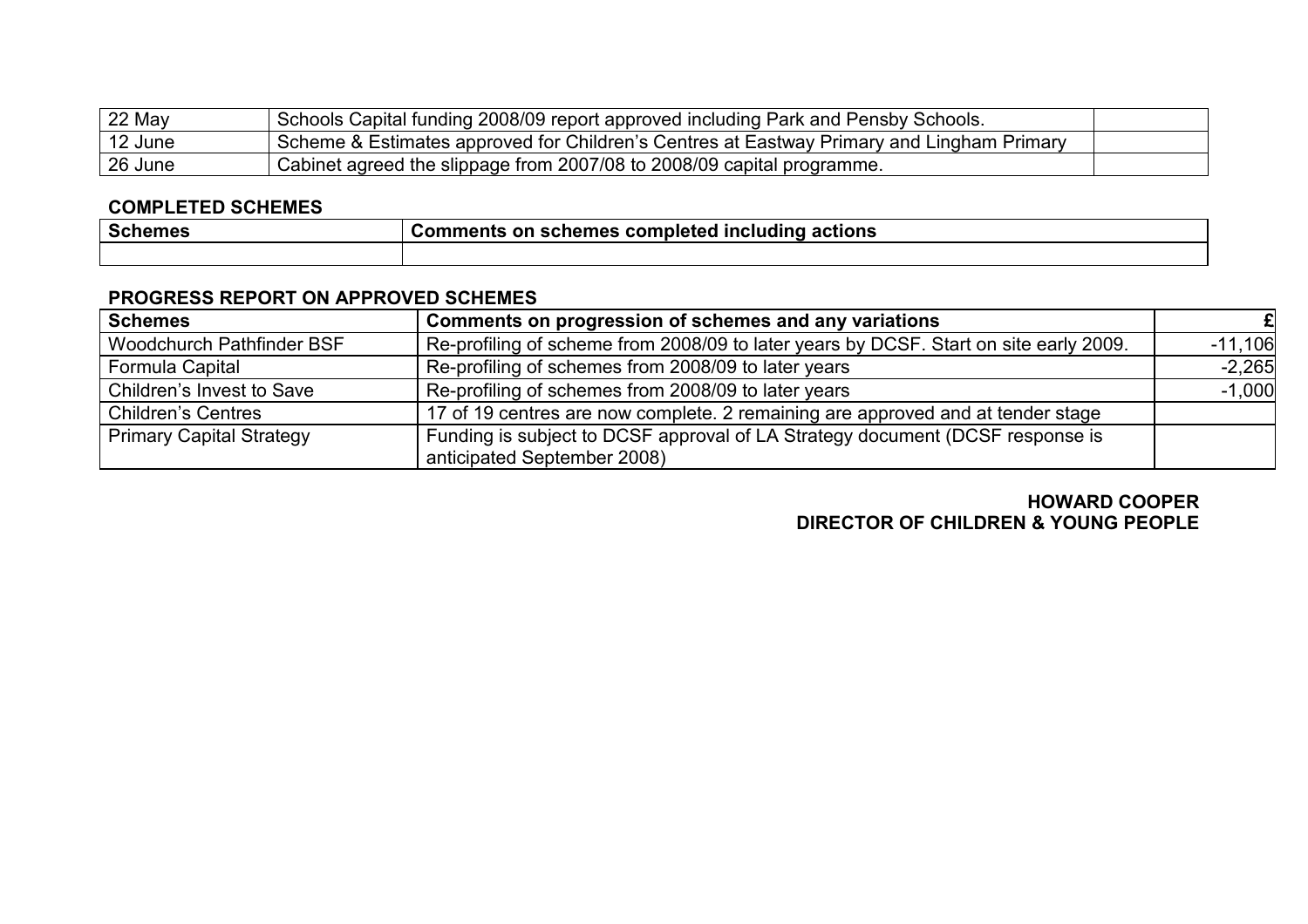| 22 May | Schools Capital funding 2008/09 report approved including Park and Pensby Schools. | |
|---|---|---|
| 12 June | Scheme & Estimates approved for Children's Centres at Eastway Primary and Lingham Primary | |
| 26 June | Cabinet agreed the slippage from 2007/08 to 2008/09 capital programme. | |

**COMPLETED SCHEMES**

| Schemes | Comments on schemes completed including actions |
|---|---|
| | |

**PROGRESS REPORT ON APPROVED SCHEMES**

| Schemes | Comments on progression of schemes and any variations | £ |
|---|---|---|
| Woodchurch Pathfinder BSF | Re-profiling of scheme from 2008/09 to later years by DCSF. Start on site early 2009. | -11,106 |
| Formula Capital | Re-profiling of schemes from 2008/09 to later years | -2,265 |
| Children's Invest to Save | Re-profiling of schemes from 2008/09 to later years | -1,000 |
| Children's Centres | 17 of 19 centres are now complete. 2 remaining are approved and at tender stage | |
| Primary Capital Strategy | Funding is subject to DCSF approval of LA Strategy document (DCSF response is anticipated September 2008) | |

**HOWARD COOPER**
**DIRECTOR OF CHILDREN & YOUNG PEOPLE**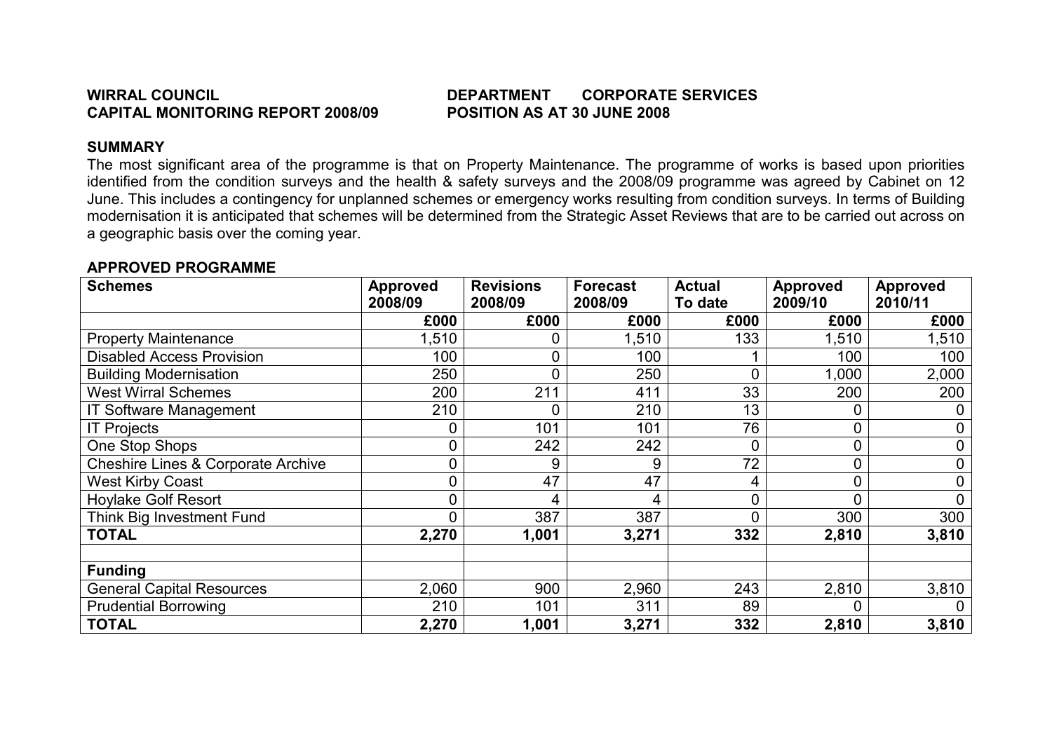**WIRRAL COUNCIL**
**CAPITAL MONITORING REPORT 2008/09**

**DEPARTMENT CORPORATE SERVICES**
**POSITION AS AT 30 JUNE 2008**

**SUMMARY**

The most significant area of the programme is that on Property Maintenance. The programme of works is based upon priorities identified from the condition surveys and the health & safety surveys and the 2008/09 programme was agreed by Cabinet on 12 June. This includes a contingency for unplanned schemes or emergency works resulting from condition surveys. In terms of Building modernisation it is anticipated that schemes will be determined from the Strategic Asset Reviews that are to be carried out across on a geographic basis over the coming year.

**APPROVED PROGRAMME**

| Schemes | Approved 2008/09 | Revisions 2008/09 | Forecast 2008/09 | Actual To date | Approved 2009/10 | Approved 2010/11 |
|---|---|---|---|---|---|---|
| | £000 | £000 | £000 | £000 | £000 | £000 |
| Property Maintenance | 1,510 | 0 | 1,510 | 133 | 1,510 | 1,510 |
| Disabled Access Provision | 100 | 0 | 100 | 1 | 100 | 100 |
| Building Modernisation | 250 | 0 | 250 | 0 | 1,000 | 2,000 |
| West Wirral Schemes | 200 | 211 | 411 | 33 | 200 | 200 |
| IT Software Management | 210 | 0 | 210 | 13 | 0 | 0 |
| IT Projects | 0 | 101 | 101 | 76 | 0 | 0 |
| One Stop Shops | 0 | 242 | 242 | 0 | 0 | 0 |
| Cheshire Lines & Corporate Archive | 0 | 9 | 9 | 72 | 0 | 0 |
| West Kirby Coast | 0 | 47 | 47 | 4 | 0 | 0 |
| Hoylake Golf Resort | 0 | 4 | 4 | 0 | 0 | 0 |
| Think Big Investment Fund | 0 | 387 | 387 | 0 | 300 | 300 |
| **TOTAL** | **2,270** | **1,001** | **3,271** | **332** | **2,810** | **3,810** |
| | | | | | | |
| **Funding** | | | | | | |
| General Capital Resources | 2,060 | 900 | 2,960 | 243 | 2,810 | 3,810 |
| Prudential Borrowing | 210 | 101 | 311 | 89 | 0 | 0 |
| **TOTAL** | **2,270** | **1,001** | **3,271** | **332** | **2,810** | **3,810** |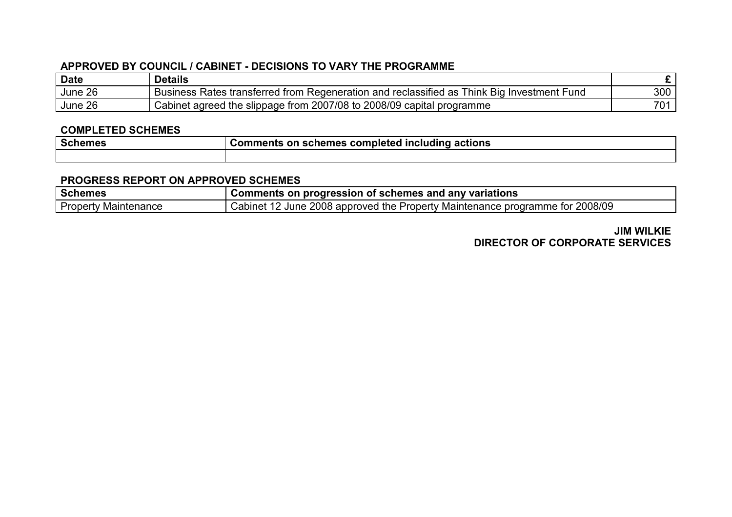**APPROVED BY COUNCIL / CABINET - DECISIONS TO VARY THE PROGRAMME**

| Date | Details | £ |
|---|---|---|
| June 26 | Business Rates transferred from Regeneration and reclassified as Think Big Investment Fund | 300 |
| June 26 | Cabinet agreed the slippage from 2007/08 to 2008/09 capital programme | 701 |

**COMPLETED SCHEMES**

| Schemes | Comments on schemes completed including actions |
|---|---|
| | |

**PROGRESS REPORT ON APPROVED SCHEMES**

| Schemes | Comments on progression of schemes and any variations |
|---|---|
| Property Maintenance | Cabinet 12 June 2008 approved the Property Maintenance programme for 2008/09 |

**JIM WILKIE**
**DIRECTOR OF CORPORATE SERVICES**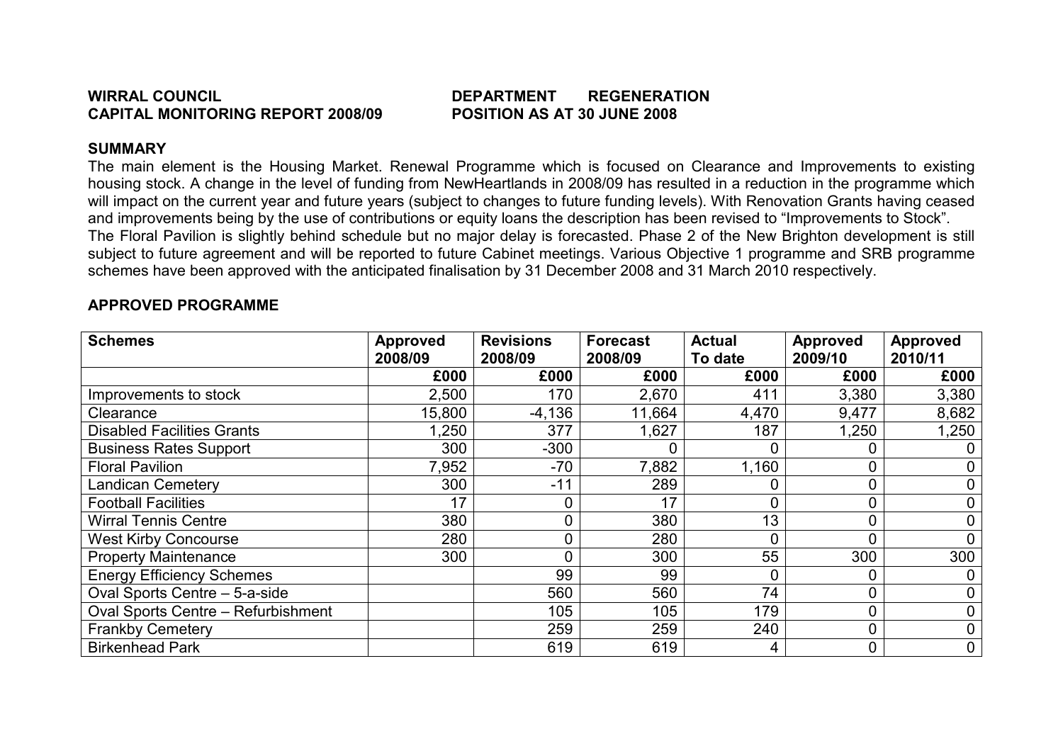**WIRRAL COUNCIL** **DEPARTMENT REGENERATION**
**CAPITAL MONITORING REPORT 2008/09** **POSITION AS AT 30 JUNE 2008**

## SUMMARY

The main element is the Housing Market. Renewal Programme which is focused on Clearance and Improvements to existing housing stock. A change in the level of funding from NewHeartlands in 2008/09 has resulted in a reduction in the programme which will impact on the current year and future years (subject to changes to future funding levels). With Renovation Grants having ceased and improvements being by the use of contributions or equity loans the description has been revised to "Improvements to Stock".
The Floral Pavilion is slightly behind schedule but no major delay is forecasted. Phase 2 of the New Brighton development is still subject to future agreement and will be reported to future Cabinet meetings. Various Objective 1 programme and SRB programme schemes have been approved with the anticipated finalisation by 31 December 2008 and 31 March 2010 respectively.

## APPROVED PROGRAMME

| Schemes | Approved 2008/09 | Revisions 2008/09 | Forecast 2008/09 | Actual To date | Approved 2009/10 | Approved 2010/11 |
|---|---|---|---|---|---|---|
| | **£000** | **£000** | **£000** | **£000** | **£000** | **£000** |
| Improvements to stock | 2,500 | 170 | 2,670 | 411 | 3,380 | 3,380 |
| Clearance | 15,800 | -4,136 | 11,664 | 4,470 | 9,477 | 8,682 |
| Disabled Facilities Grants | 1,250 | 377 | 1,627 | 187 | 1,250 | 1,250 |
| Business Rates Support | 300 | -300 | 0 | 0 | 0 | 0 |
| Floral Pavilion | 7,952 | -70 | 7,882 | 1,160 | 0 | 0 |
| Landican Cemetery | 300 | -11 | 289 | 0 | 0 | 0 |
| Football Facilities | 17 | 0 | 17 | 0 | 0 | 0 |
| Wirral Tennis Centre | 380 | 0 | 380 | 13 | 0 | 0 |
| West Kirby Concourse | 280 | 0 | 280 | 0 | 0 | 0 |
| Property Maintenance | 300 | 0 | 300 | 55 | 300 | 300 |
| Energy Efficiency Schemes | | 99 | 99 | 0 | 0 | 0 |
| Oval Sports Centre – 5-a-side | | 560 | 560 | 74 | 0 | 0 |
| Oval Sports Centre – Refurbishment | | 105 | 105 | 179 | 0 | 0 |
| Frankby Cemetery | | 259 | 259 | 240 | 0 | 0 |
| Birkenhead Park | | 619 | 619 | 4 | 0 | 0 |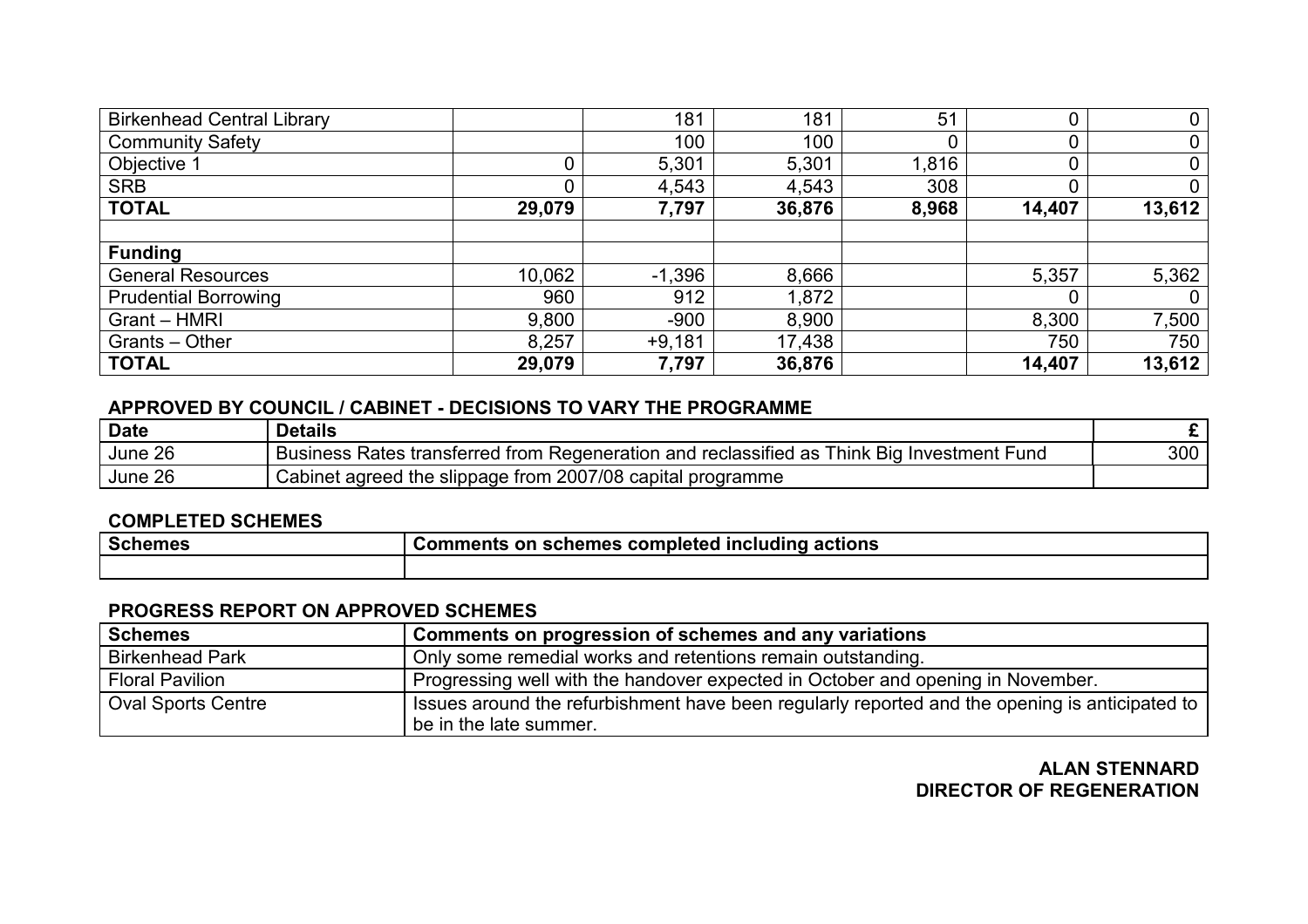| | | | | | | |
|---|---|---|---|---|---|---|
| Birkenhead Central Library | | 181 | 181 | 51 | 0 | 0 |
| Community Safety | | 100 | 100 | 0 | 0 | 0 |
| Objective 1 | 0 | 5,301 | 5,301 | 1,816 | 0 | 0 |
| SRB | 0 | 4,543 | 4,543 | 308 | 0 | 0 |
| **TOTAL** | **29,079** | **7,797** | **36,876** | **8,968** | **14,407** | **13,612** |
| | | | | | | |
| **Funding** | | | | | | |
| General Resources | 10,062 | -1,396 | 8,666 | | 5,357 | 5,362 |
| Prudential Borrowing | 960 | 912 | 1,872 | | 0 | 0 |
| Grant – HMRI | 9,800 | -900 | 8,900 | | 8,300 | 7,500 |
| Grants – Other | 8,257 | +9,181 | 17,438 | | 750 | 750 |
| **TOTAL** | **29,079** | **7,797** | **36,876** | | **14,407** | **13,612** |

### APPROVED BY COUNCIL / CABINET - DECISIONS TO VARY THE PROGRAMME

| Date | Details | £ |
|---|---|---|
| June 26 | Business Rates transferred from Regeneration and reclassified as Think Big Investment Fund | 300 |
| June 26 | Cabinet agreed the slippage from 2007/08 capital programme | |

### COMPLETED SCHEMES

| Schemes | Comments on schemes completed including actions |
|---|---|
| | |

### PROGRESS REPORT ON APPROVED SCHEMES

| Schemes | Comments on progression of schemes and any variations |
|---|---|
| Birkenhead Park | Only some remedial works and retentions remain outstanding. |
| Floral Pavilion | Progressing well with the handover expected in October and opening in November. |
| Oval Sports Centre | Issues around the refurbishment have been regularly reported and the opening is anticipated to be in the late summer. |

**ALAN STENNARD**
**DIRECTOR OF REGENERATION**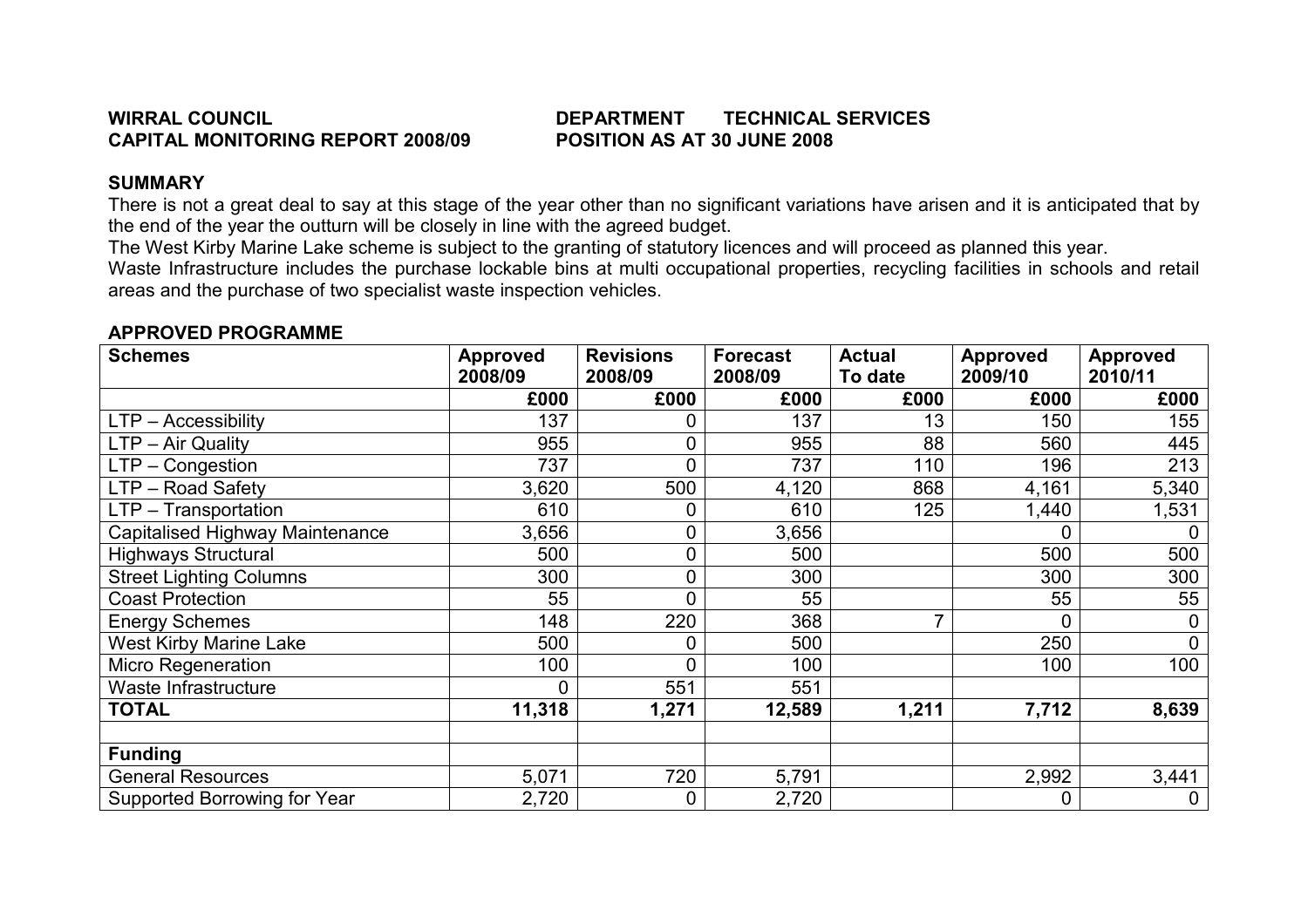**WIRRAL COUNCIL** **DEPARTMENT TECHNICAL SERVICES**
**CAPITAL MONITORING REPORT 2008/09** **POSITION AS AT 30 JUNE 2008**

**SUMMARY**

There is not a great deal to say at this stage of the year other than no significant variations have arisen and it is anticipated that by the end of the year the outturn will be closely in line with the agreed budget.

The West Kirby Marine Lake scheme is subject to the granting of statutory licences and will proceed as planned this year.

Waste Infrastructure includes the purchase lockable bins at multi occupational properties, recycling facilities in schools and retail areas and the purchase of two specialist waste inspection vehicles.

**APPROVED PROGRAMME**

| Schemes | Approved 2008/09 | Revisions 2008/09 | Forecast 2008/09 | Actual To date | Approved 2009/10 | Approved 2010/11 |
|---|---|---|---|---|---|---|
| | £000 | £000 | £000 | £000 | £000 | £000 |
| LTP – Accessibility | 137 | 0 | 137 | 13 | 150 | 155 |
| LTP – Air Quality | 955 | 0 | 955 | 88 | 560 | 445 |
| LTP – Congestion | 737 | 0 | 737 | 110 | 196 | 213 |
| LTP – Road Safety | 3,620 | 500 | 4,120 | 868 | 4,161 | 5,340 |
| LTP – Transportation | 610 | 0 | 610 | 125 | 1,440 | 1,531 |
| Capitalised Highway Maintenance | 3,656 | 0 | 3,656 | | 0 | 0 |
| Highways Structural | 500 | 0 | 500 | | 500 | 500 |
| Street Lighting Columns | 300 | 0 | 300 | | 300 | 300 |
| Coast Protection | 55 | 0 | 55 | | 55 | 55 |
| Energy Schemes | 148 | 220 | 368 | 7 | 0 | 0 |
| West Kirby Marine Lake | 500 | 0 | 500 | | 250 | 0 |
| Micro Regeneration | 100 | 0 | 100 | | 100 | 100 |
| Waste Infrastructure | 0 | 551 | 551 | | | |
| **TOTAL** | **11,318** | **1,271** | **12,589** | **1,211** | **7,712** | **8,639** |
| | | | | | | |
| **Funding** | | | | | | |
| General Resources | 5,071 | 720 | 5,791 | | 2,992 | 3,441 |
| Supported Borrowing for Year | 2,720 | 0 | 2,720 | | 0 | 0 |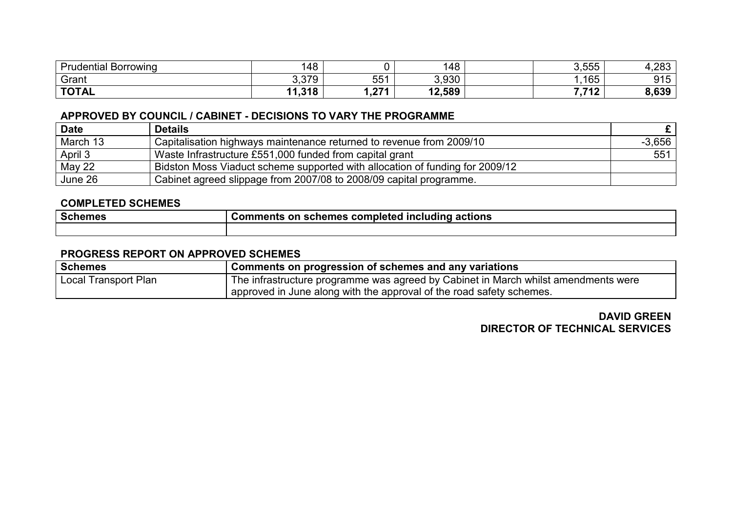| | | | | | | |
|---|---|---|---|---|---|---|
| Prudential Borrowing | 148 | 0 | 148 | | 3,555 | 4,283 |
| Grant | 3,379 | 551 | 3,930 | | 1,165 | 915 |
| **TOTAL** | **11,318** | **1,271** | **12,589** | | **7,712** | **8,639** |

**APPROVED BY COUNCIL / CABINET - DECISIONS TO VARY THE PROGRAMME**

| **Date** | **Details** | **£** |
|---|---|---|
| March 13 | Capitalisation highways maintenance returned to revenue from 2009/10 | -3,656 |
| April 3 | Waste Infrastructure £551,000 funded from capital grant | 551 |
| May 22 | Bidston Moss Viaduct scheme supported with allocation of funding for 2009/12 | |
| June 26 | Cabinet agreed slippage from 2007/08 to 2008/09 capital programme. | |

**COMPLETED SCHEMES**

| **Schemes** | **Comments on schemes completed including actions** |
|---|---|
| | |

**PROGRESS REPORT ON APPROVED SCHEMES**

| **Schemes** | **Comments on progression of schemes and any variations** |
|---|---|
| Local Transport Plan | The infrastructure programme was agreed by Cabinet in March whilst amendments were approved in June along with the approval of the road safety schemes. |

**DAVID GREEN**
**DIRECTOR OF TECHNICAL SERVICES**